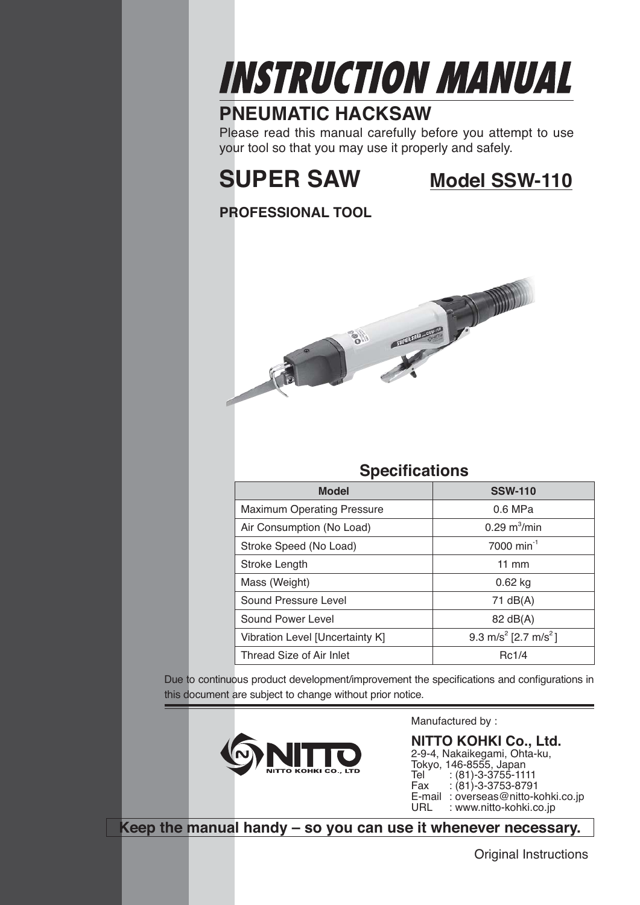# INSTRUCTION MANUAL

## PNEUMATIC HACKSAW

Please read this manual carefully before you attempt to use your tool so that you may use it properly and safely.

# SUPER SAW

## Model SSW-110

**PROFESSIONAL TOOL**

## Specifications

| Model | SSW-110 |
|---|---|
| Maximum Operating Pressure | 0.6 MPa |
| Air Consumption (No Load) | 0.29 $m^3$/min |
| Stroke Speed (No Load) | 7000 $min^{-1}$ |
| Stroke Length | 11 mm |
| Mass (Weight) | 0.62 kg |
| Sound Pressure Level | 71 dB(A) |
| Sound Power Level | 82 dB(A) |
| Vibration Level [Uncertainty K] | 9.3 $m/s^2$ [2.7 $m/s^2$] |
| Thread Size of Air Inlet | Rc1/4 |

Due to continuous product development/improvement the specifications and configurations in this document are subject to change without prior notice.

Manufactured by :

**NITTO KOHKI Co., Ltd.**
2-9-4, Nakaikegami, Ohta-ku,
Tokyo, 146-8555, Japan
Tel : (81)-3-3755-1111
Fax : (81)-3-3753-8791
E-mail : overseas@nitto-kohki.co.jp
URL : www.nitto-kohki.co.jp

**Keep the manual handy – so you can use it whenever necessary.**

Original Instructions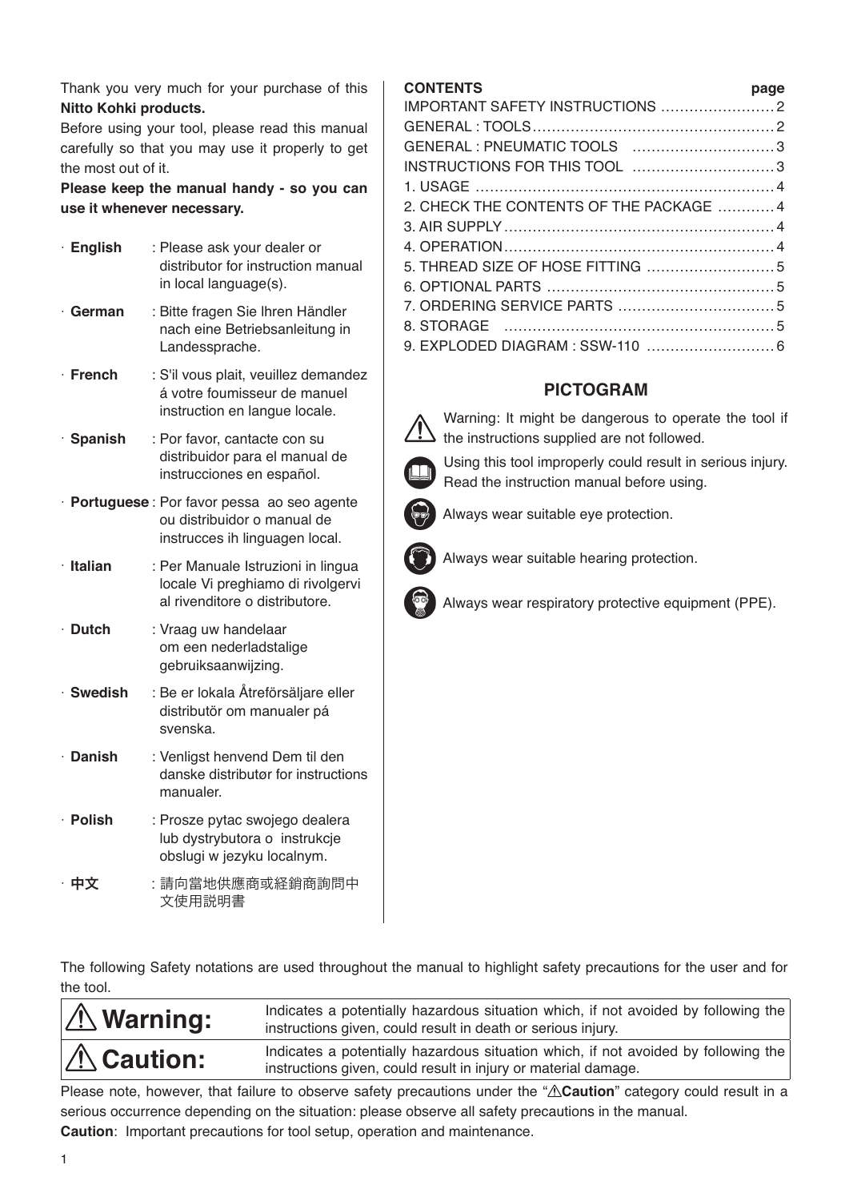Thank you very much for your purchase of this **Nitto Kohki products.**

Before using your tool, please read this manual carefully so that you may use it properly to get the most out of it.

**Please keep the manual handy - so you can use it whenever necessary.**

- **English** : Please ask your dealer or distributor for instruction manual in local language(s).
- **German** : Bitte fragen Sie Ihren Händler nach eine Betriebsanleitung in Landessprache.
- **French** : S'il vous plait, veuillez demandez á votre foumisseur de manuel instruction en langue locale.
- **Spanish** : Por favor, cantacte con su distribuidor para el manual de instrucciones en español.
- **Portuguese** : Por favor pessa ao seo agente ou distribuidor o manual de instrucces ih linguagen local.
- **Italian** : Per Manuale Istruzioni in lingua locale Vi preghiamo di rivolgervi al rivenditore o distributore.
- **Dutch** : Vraag uw handelaar om een nederladstalige gebruiksaanwijzing.
- **Swedish** : Be er lokala Åtreförsäljare eller distributör om manualer pá svenska.
- **Danish** : Venligst henvend Dem til den danske distributør for instructions manualer.
- **Polish** : Prosze pytac swojego dealera lub dystrybutora o instrukcje obslugi w jezyku localnym.
- **中文** : 請向當地供應商或経銷商詢問中文使用説明書

| CONTENTS | page |
|---|---|
| IMPORTANT SAFETY INSTRUCTIONS | 2 |
| GENERAL : TOOLS | 2 |
| GENERAL : PNEUMATIC TOOLS | 3 |
| INSTRUCTIONS FOR THIS TOOL | 3 |
| 1. USAGE | 4 |
| 2. CHECK THE CONTENTS OF THE PACKAGE | 4 |
| 3. AIR SUPPLY | 4 |
| 4. OPERATION | 4 |
| 5. THREAD SIZE OF HOSE FITTING | 5 |
| 6. OPTIONAL PARTS | 5 |
| 7. ORDERING SERVICE PARTS | 5 |
| 8. STORAGE | 5 |
| 9. EXPLODED DIAGRAM : SSW-110 | 6 |

## PICTOGRAM

⚠ Warning: It might be dangerous to operate the tool if the instructions supplied are not followed.

Using this tool improperly could result in serious injury. Read the instruction manual before using.

Always wear suitable eye protection.

Always wear suitable hearing protection.

Always wear respiratory protective equipment (PPE).

The following Safety notations are used throughout the manual to highlight safety precautions for the user and for the tool.

| | |
|---|---|
| ⚠ **Warning:** | Indicates a potentially hazardous situation which, if not avoided by following the instructions given, could result in death or serious injury. |
| ⚠ **Caution:** | Indicates a potentially hazardous situation which, if not avoided by following the instructions given, could result in injury or material damage. |

Please note, however, that failure to observe safety precautions under the "⚠**Caution**" category could result in a serious occurrence depending on the situation: please observe all safety precautions in the manual.

**Caution**: Important precautions for tool setup, operation and maintenance.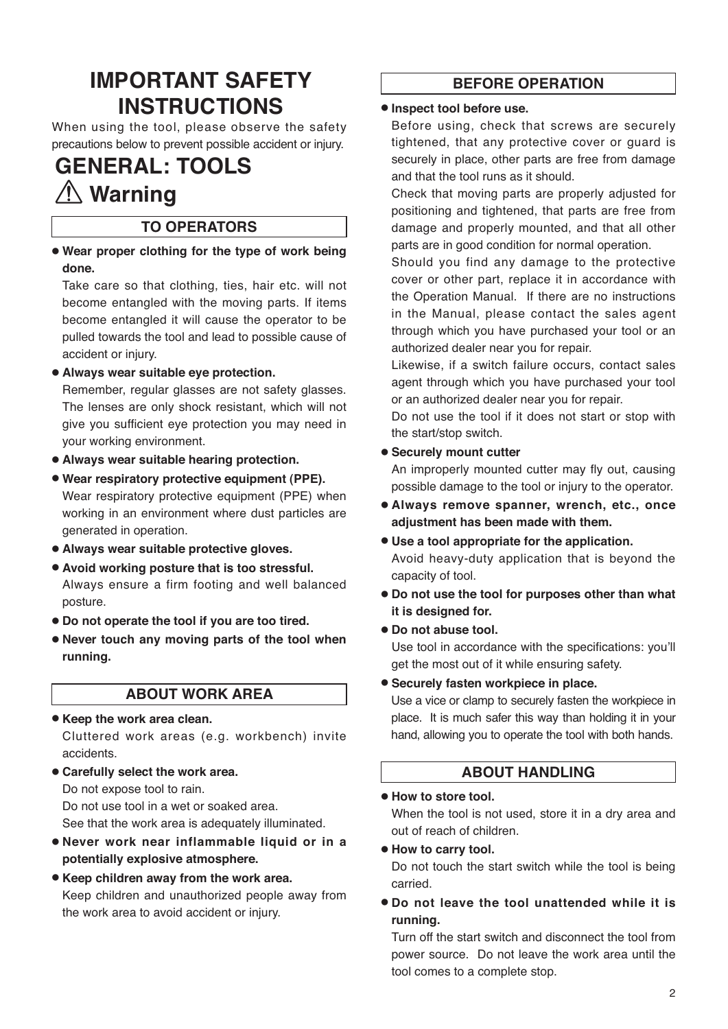# IMPORTANT SAFETY INSTRUCTIONS

When using the tool, please observe the safety precautions below to prevent possible accident or injury.

# GENERAL: TOOLS

## ⚠ Warning

### TO OPERATORS

- **Wear proper clothing for the type of work being done.**
  Take care so that clothing, ties, hair etc. will not become entangled with the moving parts. If items become entangled it will cause the operator to be pulled towards the tool and lead to possible cause of accident or injury.
- **Always wear suitable eye protection.**
  Remember, regular glasses are not safety glasses. The lenses are only shock resistant, which will not give you sufficient eye protection you may need in your working environment.
- **Always wear suitable hearing protection.**
- **Wear respiratory protective equipment (PPE).**
  Wear respiratory protective equipment (PPE) when working in an environment where dust particles are generated in operation.
- **Always wear suitable protective gloves.**
- **Avoid working posture that is too stressful.**
  Always ensure a firm footing and well balanced posture.
- **Do not operate the tool if you are too tired.**
- **Never touch any moving parts of the tool when running.**

### ABOUT WORK AREA

- **Keep the work area clean.**
  Cluttered work areas (e.g. workbench) invite accidents.
- **Carefully select the work area.**
  Do not expose tool to rain.
  Do not use tool in a wet or soaked area.
  See that the work area is adequately illuminated.
- **Never work near inflammable liquid or in a potentially explosive atmosphere.**
- **Keep children away from the work area.**
  Keep children and unauthorized people away from the work area to avoid accident or injury.

### BEFORE OPERATION

- **Inspect tool before use.**
  Before using, check that screws are securely tightened, that any protective cover or guard is securely in place, other parts are free from damage and that the tool runs as it should.
  Check that moving parts are properly adjusted for positioning and tightened, that parts are free from damage and properly mounted, and that all other parts are in good condition for normal operation.
  Should you find any damage to the protective cover or other part, replace it in accordance with the Operation Manual. If there are no instructions in the Manual, please contact the sales agent through which you have purchased your tool or an authorized dealer near you for repair.
  Likewise, if a switch failure occurs, contact sales agent through which you have purchased your tool or an authorized dealer near you for repair.
  Do not use the tool if it does not start or stop with the start/stop switch.
- **Securely mount cutter**
  An improperly mounted cutter may fly out, causing possible damage to the tool or injury to the operator.
- **Always remove spanner, wrench, etc., once adjustment has been made with them.**
- **Use a tool appropriate for the application.**
  Avoid heavy-duty application that is beyond the capacity of tool.
- **Do not use the tool for purposes other than what it is designed for.**
- **Do not abuse tool.**
  Use tool in accordance with the specifications: you'll get the most out of it while ensuring safety.
- **Securely fasten workpiece in place.**
  Use a vice or clamp to securely fasten the workpiece in place. It is much safer this way than holding it in your hand, allowing you to operate the tool with both hands.

### ABOUT HANDLING

- **How to store tool.**
  When the tool is not used, store it in a dry area and out of reach of children.
- **How to carry tool.**
  Do not touch the start switch while the tool is being carried.
- **Do not leave the tool unattended while it is running.**
  Turn off the start switch and disconnect the tool from power source. Do not leave the work area until the tool comes to a complete stop.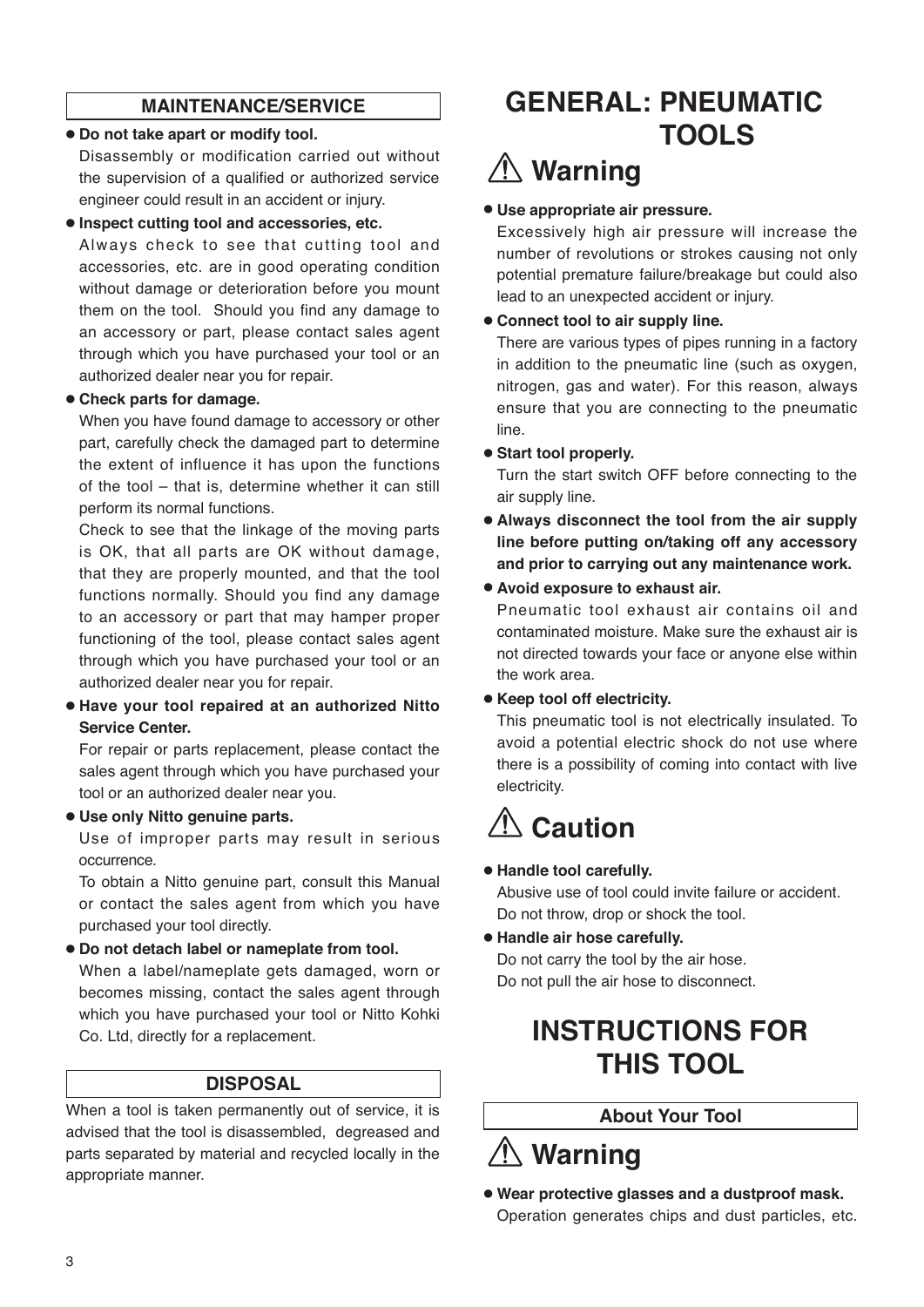## MAINTENANCE/SERVICE

- **Do not take apart or modify tool.**
  Disassembly or modification carried out without the supervision of a qualified or authorized service engineer could result in an accident or injury.
- **Inspect cutting tool and accessories, etc.**
  Always check to see that cutting tool and accessories, etc. are in good operating condition without damage or deterioration before you mount them on the tool. Should you find any damage to an accessory or part, please contact sales agent through which you have purchased your tool or an authorized dealer near you for repair.
- **Check parts for damage.**
  When you have found damage to accessory or other part, carefully check the damaged part to determine the extent of influence it has upon the functions of the tool – that is, determine whether it can still perform its normal functions.
  Check to see that the linkage of the moving parts is OK, that all parts are OK without damage, that they are properly mounted, and that the tool functions normally. Should you find any damage to an accessory or part that may hamper proper functioning of the tool, please contact sales agent through which you have purchased your tool or an authorized dealer near you for repair.
- **Have your tool repaired at an authorized Nitto Service Center.**
  For repair or parts replacement, please contact the sales agent through which you have purchased your tool or an authorized dealer near you.
- **Use only Nitto genuine parts.**
  Use of improper parts may result in serious occurrence.
  To obtain a Nitto genuine part, consult this Manual or contact the sales agent from which you have purchased your tool directly.
- **Do not detach label or nameplate from tool.**
  When a label/nameplate gets damaged, worn or becomes missing, contact the sales agent through which you have purchased your tool or Nitto Kohki Co. Ltd, directly for a replacement.

## DISPOSAL

When a tool is taken permanently out of service, it is advised that the tool is disassembled, degreased and parts separated by material and recycled locally in the appropriate manner.

# GENERAL: PNEUMATIC TOOLS

## ⚠ Warning

- **Use appropriate air pressure.**
  Excessively high air pressure will increase the number of revolutions or strokes causing not only potential premature failure/breakage but could also lead to an unexpected accident or injury.
- **Connect tool to air supply line.**
  There are various types of pipes running in a factory in addition to the pneumatic line (such as oxygen, nitrogen, gas and water). For this reason, always ensure that you are connecting to the pneumatic line.
- **Start tool properly.**
  Turn the start switch OFF before connecting to the air supply line.
- **Always disconnect the tool from the air supply line before putting on/taking off any accessory and prior to carrying out any maintenance work.**
- **Avoid exposure to exhaust air.**
  Pneumatic tool exhaust air contains oil and contaminated moisture. Make sure the exhaust air is not directed towards your face or anyone else within the work area.
- **Keep tool off electricity.**
  This pneumatic tool is not electrically insulated. To avoid a potential electric shock do not use where there is a possibility of coming into contact with live electricity.

## ⚠ Caution

- **Handle tool carefully.**
  Abusive use of tool could invite failure or accident.
  Do not throw, drop or shock the tool.
- **Handle air hose carefully.**
  Do not carry the tool by the air hose.
  Do not pull the air hose to disconnect.

# INSTRUCTIONS FOR THIS TOOL

## About Your Tool

## ⚠ Warning

- **Wear protective glasses and a dustproof mask.**
  Operation generates chips and dust particles, etc.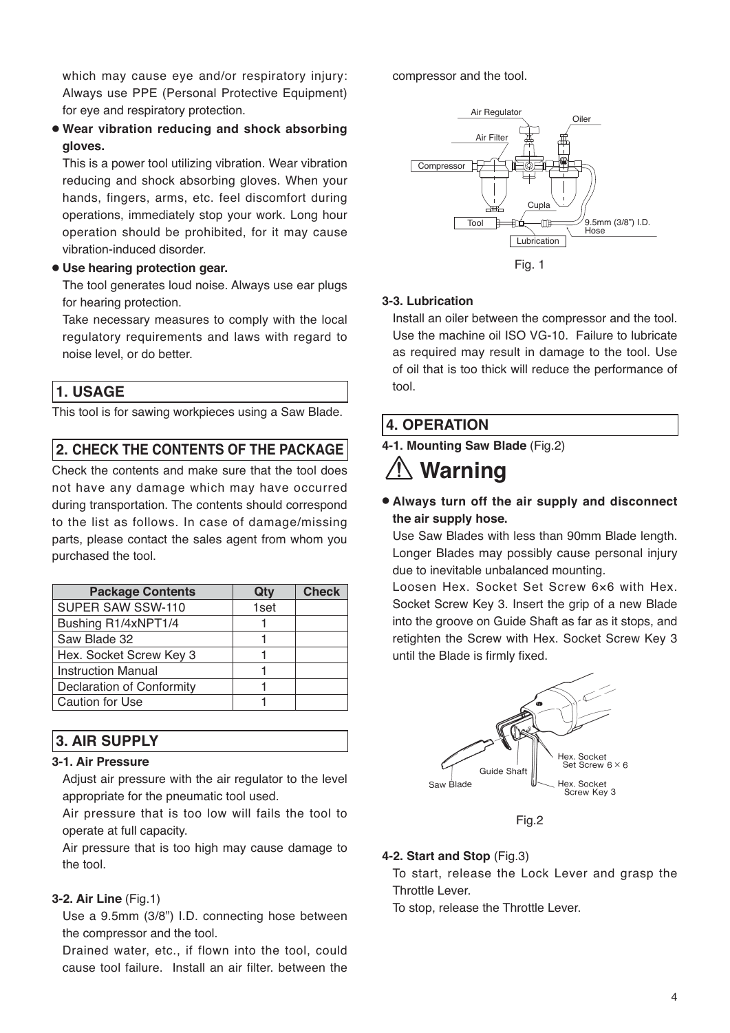which may cause eye and/or respiratory injury: Always use PPE (Personal Protective Equipment) for eye and respiratory protection.

- **Wear vibration reducing and shock absorbing gloves.**
  This is a power tool utilizing vibration. Wear vibration reducing and shock absorbing gloves. When your hands, fingers, arms, etc. feel discomfort during operations, immediately stop your work. Long hour operation should be prohibited, for it may cause vibration-induced disorder.
- **Use hearing protection gear.**
  The tool generates loud noise. Always use ear plugs for hearing protection.
  Take necessary measures to comply with the local regulatory requirements and laws with regard to noise level, or do better.

## 1. USAGE

This tool is for sawing workpieces using a Saw Blade.

## 2. CHECK THE CONTENTS OF THE PACKAGE

Check the contents and make sure that the tool does not have any damage which may have occurred during transportation. The contents should correspond to the list as follows. In case of damage/missing parts, please contact the sales agent from whom you purchased the tool.

| Package Contents | Qty | Check |
|---|---|---|
| SUPER SAW SSW-110 | 1set | |
| Bushing R1/4xNPT1/4 | 1 | |
| Saw Blade 32 | 1 | |
| Hex. Socket Screw Key 3 | 1 | |
| Instruction Manual | 1 | |
| Declaration of Conformity | 1 | |
| Caution for Use | 1 | |

## 3. AIR SUPPLY

### 3-1. Air Pressure

Adjust air pressure with the air regulator to the level appropriate for the pneumatic tool used.

Air pressure that is too low will fails the tool to operate at full capacity.

Air pressure that is too high may cause damage to the tool.

### 3-2. Air Line (Fig.1)

Use a 9.5mm (3/8") I.D. connecting hose between the compressor and the tool.

Drained water, etc., if flown into the tool, could cause tool failure. Install an air filter. between the compressor and the tool.

Air Regulator, Oiler, Air Filter, Compressor, Cupla, Tool, 9.5mm (3/8") I.D. Hose, Lubrication

Fig. 1

### 3-3. Lubrication

Install an oiler between the compressor and the tool. Use the machine oil ISO VG-10. Failure to lubricate as required may result in damage to the tool. Use of oil that is too thick will reduce the performance of tool.

## 4. OPERATION

### 4-1. Mounting Saw Blade (Fig.2)

## ⚠ Warning

- **Always turn off the air supply and disconnect the air supply hose.**
  Use Saw Blades with less than 90mm Blade length. Longer Blades may possibly cause personal injury due to inevitable unbalanced mounting.
  Loosen Hex. Socket Set Screw 6×6 with Hex. Socket Screw Key 3. Insert the grip of a new Blade into the groove on Guide Shaft as far as it stops, and retighten the Screw with Hex. Socket Screw Key 3 until the Blade is firmly fixed.

Hex. Socket Set Screw 6 × 6, Guide Shaft, Saw Blade, Hex. Socket Screw Key 3

Fig.2

### 4-2. Start and Stop (Fig.3)

To start, release the Lock Lever and grasp the Throttle Lever.

To stop, release the Throttle Lever.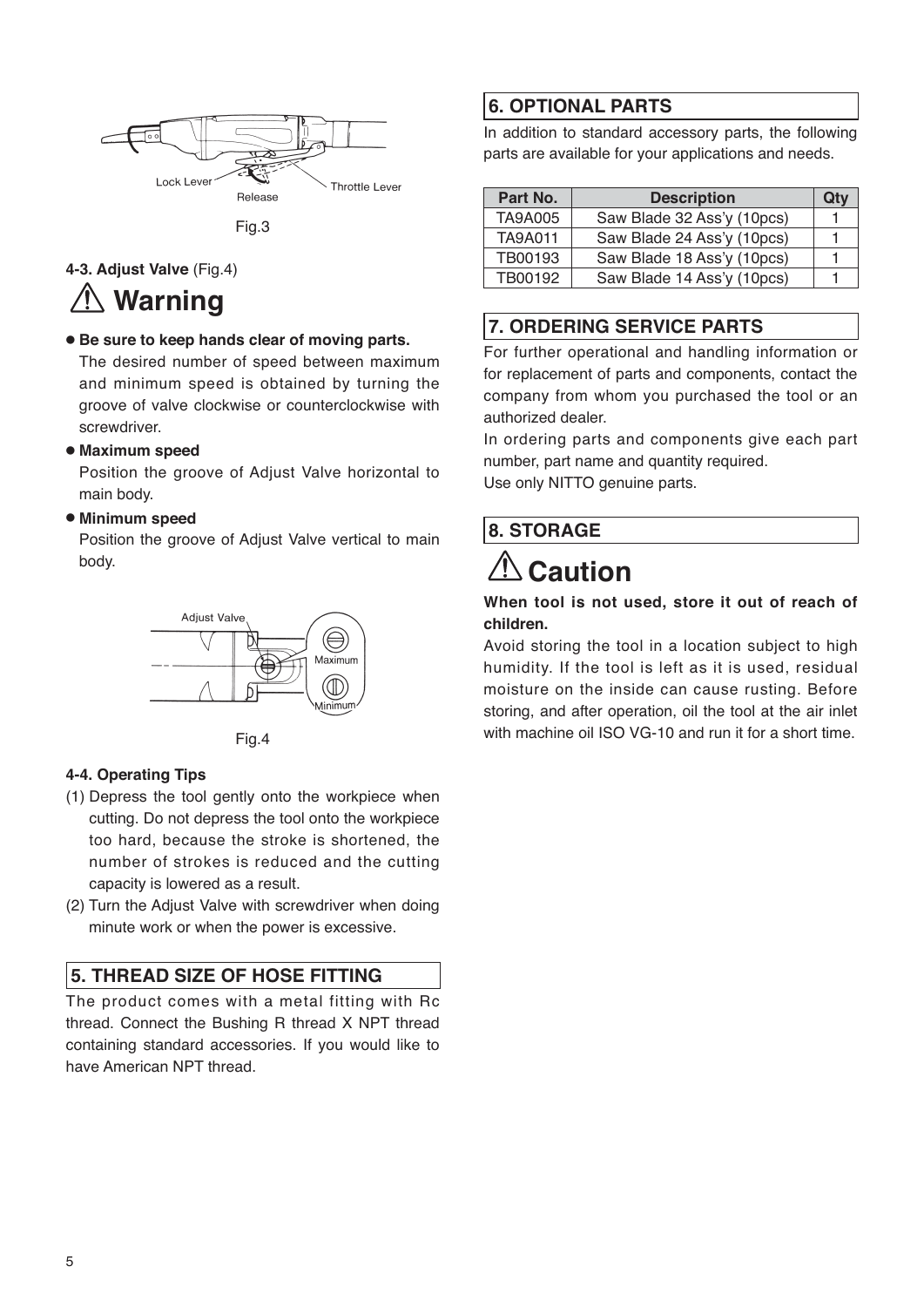Lock Lever

Release

Throttle Lever

Fig.3

**4-3. Adjust Valve** (Fig.4)

## ⚠ Warning

- **Be sure to keep hands clear of moving parts.**
  The desired number of speed between maximum and minimum speed is obtained by turning the groove of valve clockwise or counterclockwise with screwdriver.
- **Maximum speed**
  Position the groove of Adjust Valve horizontal to main body.
- **Minimum speed**
  Position the groove of Adjust Valve vertical to main body.

Adjust Valve

Maximum

Minimum

Fig.4

**4-4. Operating Tips**

(1) Depress the tool gently onto the workpiece when cutting. Do not depress the tool onto the workpiece too hard, because the stroke is shortened, the number of strokes is reduced and the cutting capacity is lowered as a result.

(2) Turn the Adjust Valve with screwdriver when doing minute work or when the power is excessive.

## 5. THREAD SIZE OF HOSE FITTING

The product comes with a metal fitting with Rc thread. Connect the Bushing R thread X NPT thread containing standard accessories. If you would like to have American NPT thread.

## 6. OPTIONAL PARTS

In addition to standard accessory parts, the following parts are available for your applications and needs.

| Part No. | Description | Qty |
|---|---|---|
| TA9A005 | Saw Blade 32 Ass'y (10pcs) | 1 |
| TA9A011 | Saw Blade 24 Ass'y (10pcs) | 1 |
| TB00193 | Saw Blade 18 Ass'y (10pcs) | 1 |
| TB00192 | Saw Blade 14 Ass'y (10pcs) | 1 |

## 7. ORDERING SERVICE PARTS

For further operational and handling information or for replacement of parts and components, contact the company from whom you purchased the tool or an authorized dealer.

In ordering parts and components give each part number, part name and quantity required.

Use only NITTO genuine parts.

## 8. STORAGE

## ⚠ Caution

**When tool is not used, store it out of reach of children.**

Avoid storing the tool in a location subject to high humidity. If the tool is left as it is used, residual moisture on the inside can cause rusting. Before storing, and after operation, oil the tool at the air inlet with machine oil ISO VG-10 and run it for a short time.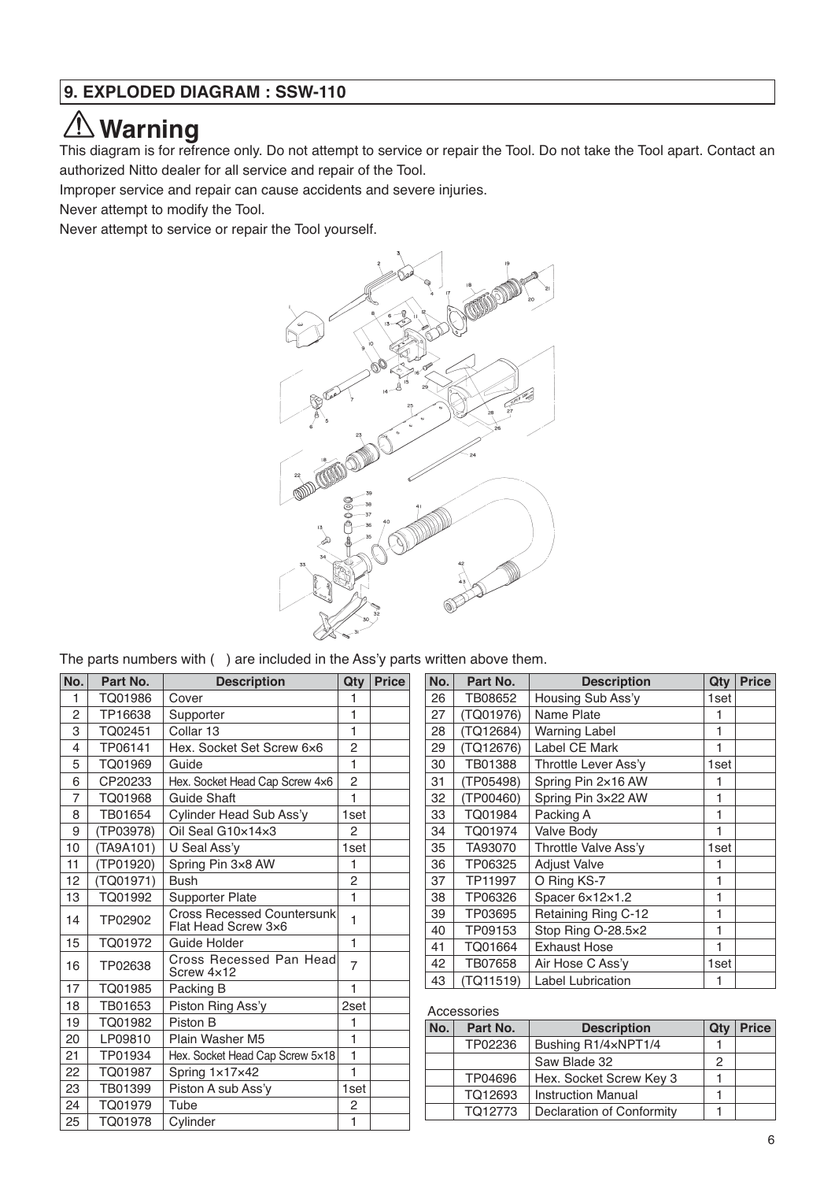## 9. EXPLODED DIAGRAM : SSW-110

# ⚠ Warning

This diagram is for refrence only. Do not attempt to service or repair the Tool. Do not take the Tool apart. Contact an authorized Nitto dealer for all service and repair of the Tool.

Improper service and repair can cause accidents and severe injuries.

Never attempt to modify the Tool.

Never attempt to service or repair the Tool yourself.

The parts numbers with ( ) are included in the Ass'y parts written above them.

| No. | Part No. | Description | Qty | Price |
|---|---|---|---|---|
| 1 | TQ01986 | Cover | 1 | |
| 2 | TP16638 | Supporter | 1 | |
| 3 | TQ02451 | Collar 13 | 1 | |
| 4 | TP06141 | Hex. Socket Set Screw 6×6 | 2 | |
| 5 | TQ01969 | Guide | 1 | |
| 6 | CP20233 | Hex. Socket Head Cap Screw 4×6 | 2 | |
| 7 | TQ01968 | Guide Shaft | 1 | |
| 8 | TB01654 | Cylinder Head Sub Ass'y | 1set | |
| 9 | (TP03978) | Oil Seal G10×14×3 | 2 | |
| 10 | (TA9A101) | U Seal Ass'y | 1set | |
| 11 | (TP01920) | Spring Pin 3×8 AW | 1 | |
| 12 | (TQ01971) | Bush | 2 | |
| 13 | TQ01992 | Supporter Plate | 1 | |
| 14 | TP02902 | Cross Recessed Countersunk Flat Head Screw 3×6 | 1 | |
| 15 | TQ01972 | Guide Holder | 1 | |
| 16 | TP02638 | Cross Recessed Pan Head Screw 4×12 | 7 | |
| 17 | TQ01985 | Packing B | 1 | |
| 18 | TB01653 | Piston Ring Ass'y | 2set | |
| 19 | TQ01982 | Piston B | 1 | |
| 20 | LP09810 | Plain Washer M5 | 1 | |
| 21 | TP01934 | Hex. Socket Head Cap Screw 5×18 | 1 | |
| 22 | TQ01987 | Spring 1×17×42 | 1 | |
| 23 | TB01399 | Piston A sub Ass'y | 1set | |
| 24 | TQ01979 | Tube | 2 | |
| 25 | TQ01978 | Cylinder | 1 | |
| 26 | TB08652 | Housing Sub Ass'y | 1set | |
| 27 | (TQ01976) | Name Plate | 1 | |
| 28 | (TQ12684) | Warning Label | 1 | |
| 29 | (TQ12676) | Label CE Mark | 1 | |
| 30 | TB01388 | Throttle Lever Ass'y | 1set | |
| 31 | (TP05498) | Spring Pin 2×16 AW | 1 | |
| 32 | (TP00460) | Spring Pin 3×22 AW | 1 | |
| 33 | TQ01984 | Packing A | 1 | |
| 34 | TQ01974 | Valve Body | 1 | |
| 35 | TA93070 | Throttle Valve Ass'y | 1set | |
| 36 | TP06325 | Adjust Valve | 1 | |
| 37 | TP11997 | O Ring KS-7 | 1 | |
| 38 | TP06326 | Spacer 6×12×1.2 | 1 | |
| 39 | TP03695 | Retaining Ring C-12 | 1 | |
| 40 | TP09153 | Stop Ring O-28.5×2 | 1 | |
| 41 | TQ01664 | Exhaust Hose | 1 | |
| 42 | TB07658 | Air Hose C Ass'y | 1set | |
| 43 | (TQ11519) | Label Lubrication | 1 | |

Accessories

| No. | Part No. | Description | Qty | Price |
|---|---|---|---|---|
| | TP02236 | Bushing R1/4×NPT1/4 | 1 | |
| | | Saw Blade 32 | 2 | |
| | TP04696 | Hex. Socket Screw Key 3 | 1 | |
| | TQ12693 | Instruction Manual | 1 | |
| | TQ12773 | Declaration of Conformity | 1 | |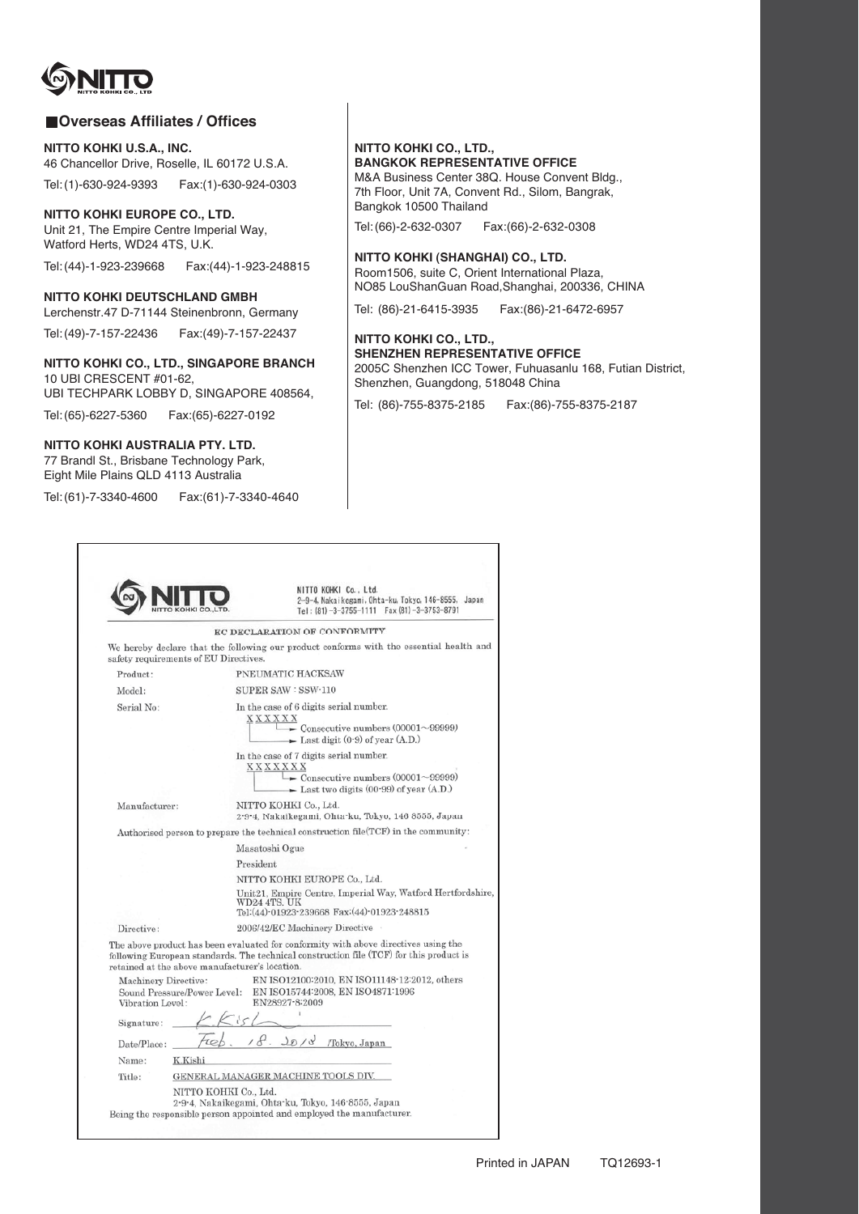## Overseas Affiliates / Offices

**NITTO KOHKI U.S.A., INC.**
46 Chancellor Drive, Roselle, IL 60172 U.S.A.
Tel:(1)-630-924-9393 Fax:(1)-630-924-0303

**NITTO KOHKI EUROPE CO., LTD.**
Unit 21, The Empire Centre Imperial Way,
Watford Herts, WD24 4TS, U.K.
Tel:(44)-1-923-239668 Fax:(44)-1-923-248815

**NITTO KOHKI DEUTSCHLAND GMBH**
Lerchenstr.47 D-71144 Steinenbronn, Germany
Tel:(49)-7-157-22436 Fax:(49)-7-157-22437

**NITTO KOHKI CO., LTD., SINGAPORE BRANCH**
10 UBI CRESCENT #01-62,
UBI TECHPARK LOBBY D, SINGAPORE 408564,
Tel:(65)-6227-5360 Fax:(65)-6227-0192

**NITTO KOHKI AUSTRALIA PTY. LTD.**
77 Brandl St., Brisbane Technology Park,
Eight Mile Plains QLD 4113 Australia
Tel:(61)-7-3340-4600 Fax:(61)-7-3340-4640

**NITTO KOHKI CO., LTD.,**
**BANGKOK REPRESENTATIVE OFFICE**
M&A Business Center 38Q. House Convent Bldg.,
7th Floor, Unit 7A, Convent Rd., Silom, Bangrak,
Bangkok 10500 Thailand
Tel:(66)-2-632-0307 Fax:(66)-2-632-0308

**NITTO KOHKI (SHANGHAI) CO., LTD.**
Room1506, suite C, Orient International Plaza,
NO85 LouShanGuan Road,Shanghai, 200336, CHINA
Tel: (86)-21-6415-3935 Fax:(86)-21-6472-6957

**NITTO KOHKI CO., LTD.,**
**SHENZHEN REPRESENTATIVE OFFICE**
2005C Shenzhen ICC Tower, Fuhuasanlu 168, Futian District,
Shenzhen, Guangdong, 518048 China
Tel: (86)-755-8375-2185 Fax:(86)-755-8375-2187

---

NITTO KOHKI Co., Ltd.
2-9-4, Nakaikegami, Ohta-ku, Tokyo, 146-8555, Japan
Tel: (81)-3-3755-1111 Fax (81)-3-3753-8791

### EC DECLARATION OF CONFORMITY

We hereby declare that the following our product conforms with the essential health and safety requirements of EU Directives.

Product: PNEUMATIC HACKSAW

Model: SUPER SAW : SSW-110

Serial No: In the case of 6 digits serial number.
X XXXXX
- Consecutive numbers (00001~99999)
- Last digit (0-9) of year (A.D.)

In the case of 7 digits serial number.
XX XXXXX
- Consecutive numbers (00001~99999)
- Last two digits (00-99) of year (A.D.)

Manufacturer: NITTO KOHKI Co., Ltd.
2-9-4, Nakaikegami, Ohta-ku, Tokyo, 146-8555, Japan

Authorised person to prepare the technical construction file(TCF) in the community:
Masatoshi Ogue
President
NITTO KOHKI EUROPE Co., Ltd.
Unit21, Empire Centre, Imperial Way, Watford Hertfordshire, WD24 4TS. UK
Tel:(44)-01923-239668 Fax:(44)-01923-248815

Directive: 2006/42/EC Machinery Directive

The above product has been evaluated for conformity with above directives using the following European standards. The technical construction file (TCF) for this product is retained at the above manufacturer's location.

Machinery Directive: EN ISO12100:2010, EN ISO11148-12:2012, others
Sound Pressure/Power Level: EN ISO15744:2008, EN ISO4871:1996
Vibration Level: EN28927-8:2009

Signature: K.Kishi

Date/Place: Feb. 18. 2018 /Tokyo, Japan

Name: K.Kishi

Title: GENERAL MANAGER MACHINE TOOLS DIV.

NITTO KOHKI Co., Ltd.
2-9-4, Nakaikegami, Ohta-ku, Tokyo, 146-8555, Japan
Being the responsible person appointed and employed the manufacturer.

Printed in JAPAN TQ12693-1